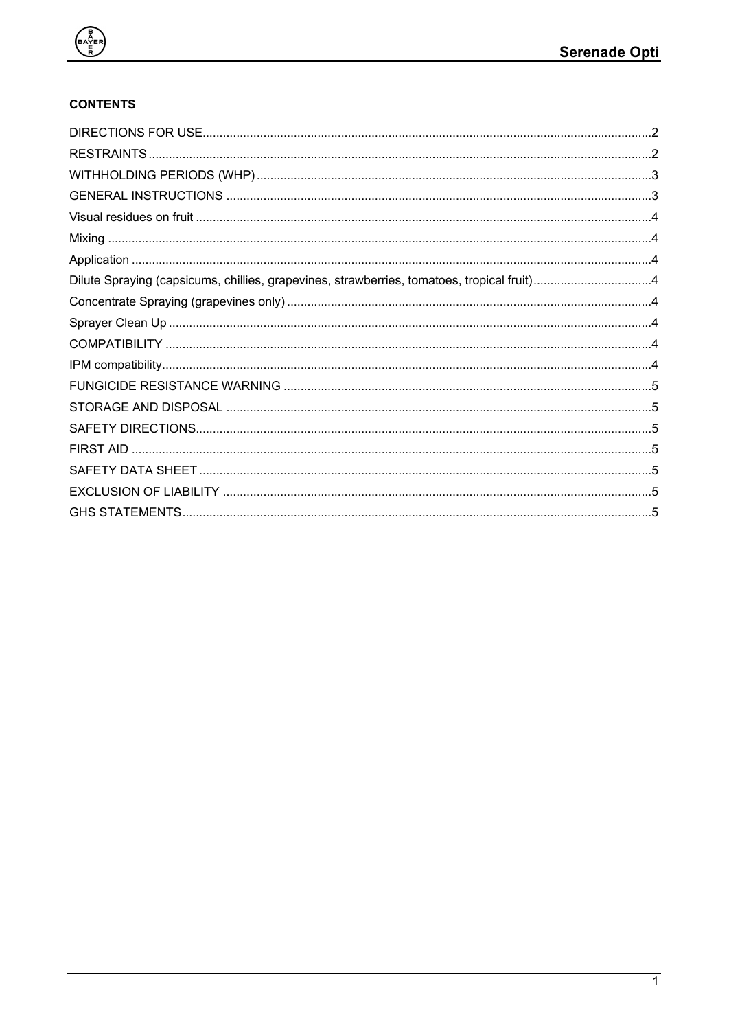**CONTENTS**

DIRECTIONS FOR USE....................................................................................................................................2
RESTRAINTS..................................................................................................................................................2
WITHHOLDING PERIODS (WHP)...................................................................................................................3
GENERAL INSTRUCTIONS ...........................................................................................................................3
Visual residues on fruit ....................................................................................................................................4
Mixing .............................................................................................................................................................4
Application ......................................................................................................................................................4
Dilute Spraying (capsicums, chillies, grapevines, strawberries, tomatoes, tropical fruit)..................................4
Concentrate Spraying (grapevines only) ..........................................................................................................4
Sprayer Clean Up ............................................................................................................................................4
COMPATIBILITY .............................................................................................................................................4
IPM compatibility..............................................................................................................................................4
FUNGICIDE RESISTANCE WARNING ...........................................................................................................5
STORAGE AND DISPOSAL ............................................................................................................................5
SAFETY DIRECTIONS.....................................................................................................................................5
FIRST AID .......................................................................................................................................................5
SAFETY DATA SHEET ....................................................................................................................................5
EXCLUSION OF LIABILITY .............................................................................................................................5
GHS STATEMENTS.........................................................................................................................................5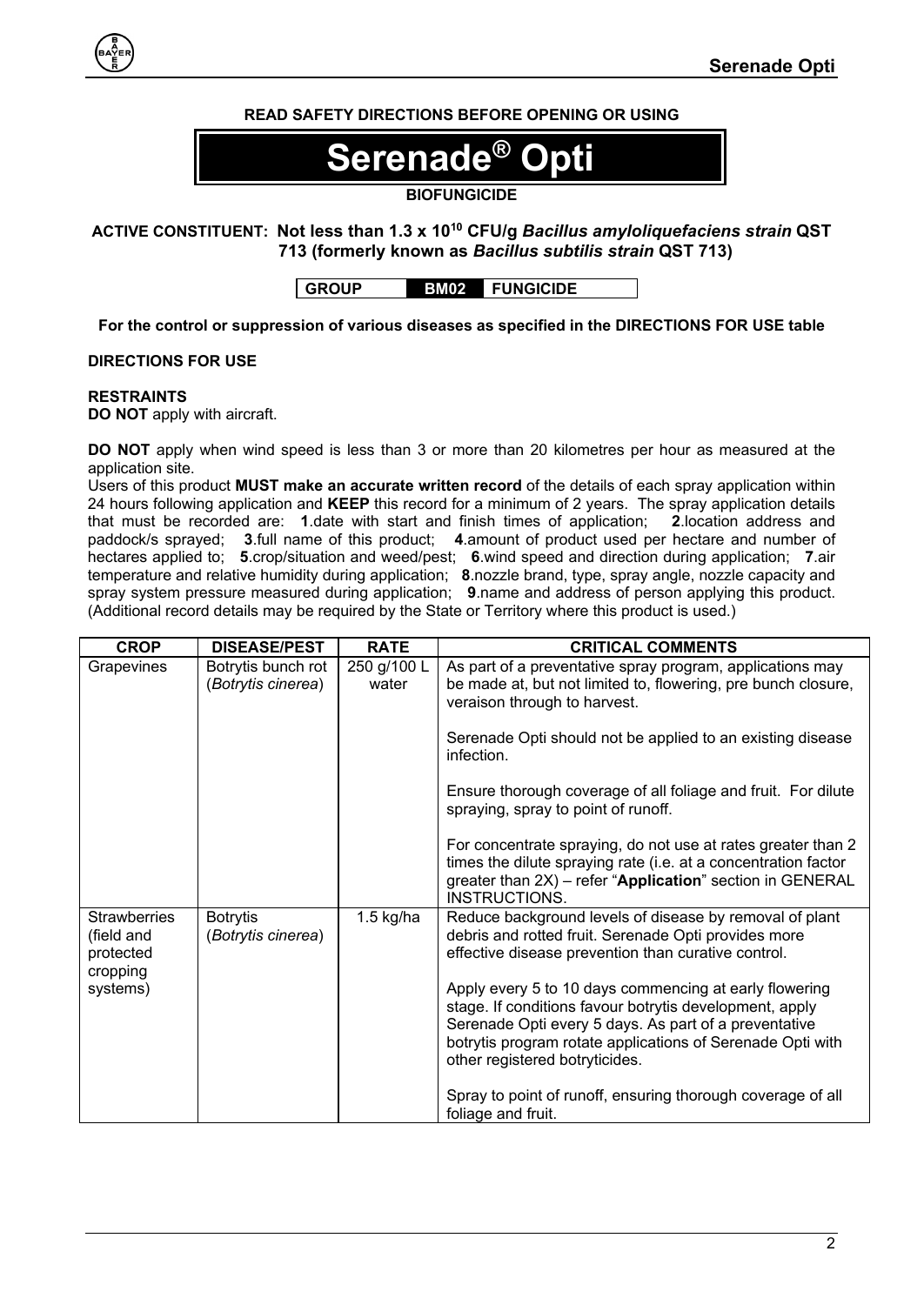**READ SAFETY DIRECTIONS BEFORE OPENING OR USING**

# Serenade® Opti

**BIOFUNGICIDE**

**ACTIVE CONSTITUENT: Not less than $1.3 \times 10^{10}$ CFU/g *Bacillus amyloliquefaciens strain* QST 713 (formerly known as *Bacillus subtilis strain* QST 713)**

| GROUP | BM02 | FUNGICIDE |
|---|---|---|

**For the control or suppression of various diseases as specified in the DIRECTIONS FOR USE table**

**DIRECTIONS FOR USE**

**RESTRAINTS**

**DO NOT** apply with aircraft.

**DO NOT** apply when wind speed is less than 3 or more than 20 kilometres per hour as measured at the application site.

Users of this product **MUST make an accurate written record** of the details of each spray application within 24 hours following application and **KEEP** this record for a minimum of 2 years. The spray application details that must be recorded are: **1**.date with start and finish times of application; **2**.location address and paddock/s sprayed; **3**.full name of this product; **4**.amount of product used per hectare and number of hectares applied to; **5**.crop/situation and weed/pest; **6**.wind speed and direction during application; **7**.air temperature and relative humidity during application; **8**.nozzle brand, type, spray angle, nozzle capacity and spray system pressure measured during application; **9**.name and address of person applying this product. (Additional record details may be required by the State or Territory where this product is used.)

| CROP | DISEASE/PEST | RATE | CRITICAL COMMENTS |
|---|---|---|---|
| Grapevines | Botrytis bunch rot (*Botrytis cinerea*) | 250 g/100 L water | As part of a preventative spray program, applications may be made at, but not limited to, flowering, pre bunch closure, veraison through to harvest.<br><br>Serenade Opti should not be applied to an existing disease infection.<br><br>Ensure thorough coverage of all foliage and fruit. For dilute spraying, spray to point of runoff.<br><br>For concentrate spraying, do not use at rates greater than 2 times the dilute spraying rate (i.e. at a concentration factor greater than 2X) – refer "**Application**" section in GENERAL INSTRUCTIONS. |
| Strawberries (field and protected cropping systems) | Botrytis (*Botrytis cinerea*) | 1.5 kg/ha | Reduce background levels of disease by removal of plant debris and rotted fruit. Serenade Opti provides more effective disease prevention than curative control.<br><br>Apply every 5 to 10 days commencing at early flowering stage. If conditions favour botrytis development, apply Serenade Opti every 5 days. As part of a preventative botrytis program rotate applications of Serenade Opti with other registered botryticides.<br><br>Spray to point of runoff, ensuring thorough coverage of all foliage and fruit. |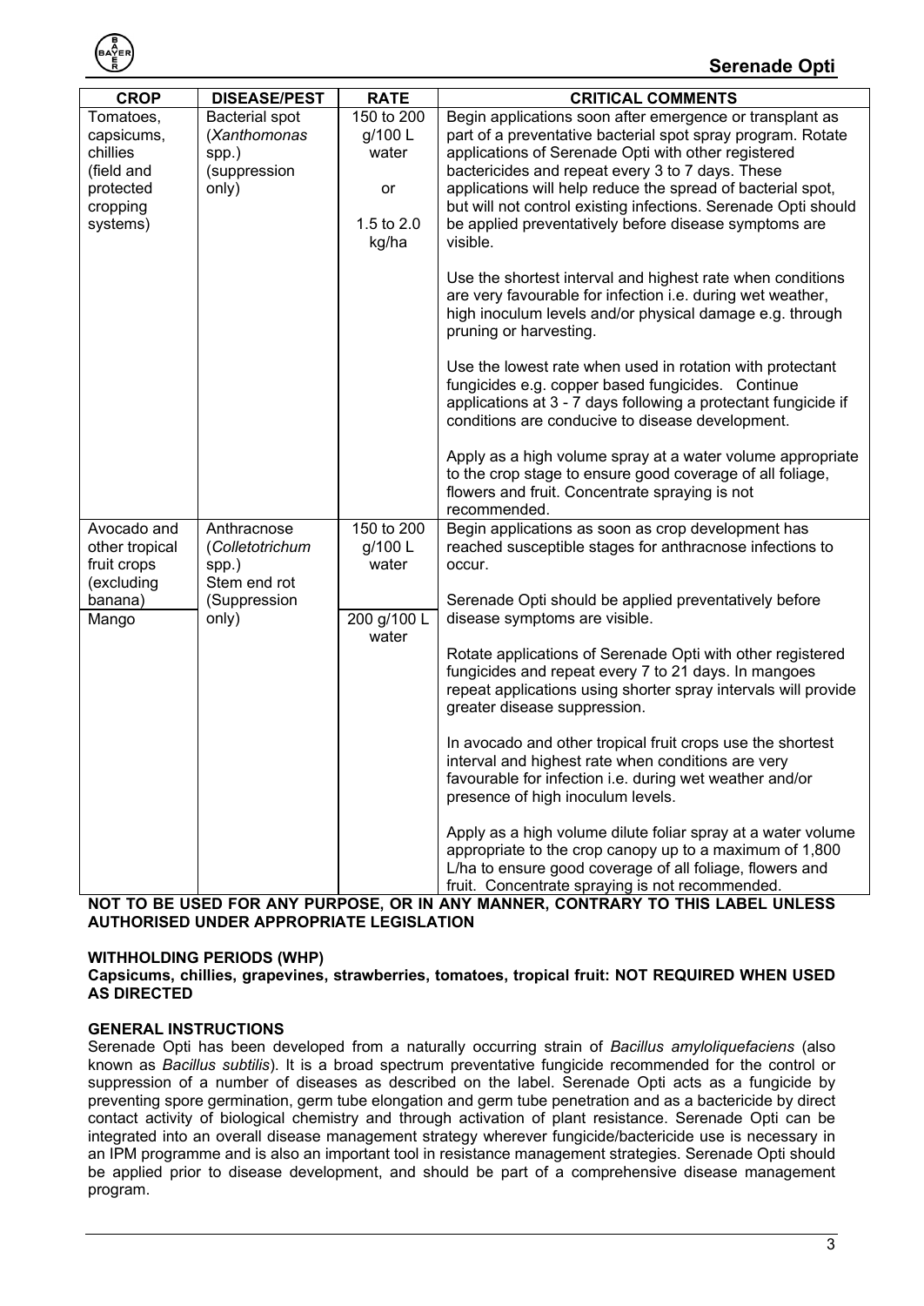| CROP | DISEASE/PEST | RATE | CRITICAL COMMENTS |
|---|---|---|---|
| Tomatoes, capsicums, chillies (field and protected cropping systems) | Bacterial spot (*Xanthomonas* spp.) (suppression only) | 150 to 200 g/100 L water<br><br>or<br><br>1.5 to 2.0 kg/ha | Begin applications soon after emergence or transplant as part of a preventative bacterial spot spray program. Rotate applications of Serenade Opti with other registered bactericides and repeat every 3 to 7 days. These applications will help reduce the spread of bacterial spot, but will not control existing infections. Serenade Opti should be applied preventatively before disease symptoms are visible.<br><br>Use the shortest interval and highest rate when conditions are very favourable for infection i.e. during wet weather, high inoculum levels and/or physical damage e.g. through pruning or harvesting.<br><br>Use the lowest rate when used in rotation with protectant fungicides e.g. copper based fungicides. Continue applications at 3 - 7 days following a protectant fungicide if conditions are conducive to disease development.<br><br>Apply as a high volume spray at a water volume appropriate to the crop stage to ensure good coverage of all foliage, flowers and fruit. Concentrate spraying is not recommended. |
| Avocado and other tropical fruit crops (excluding banana)<br><br>Mango | Anthracnose (*Colletotrichum* spp.) Stem end rot (Suppression only) | 150 to 200 g/100 L water<br><br>200 g/100 L water | Begin applications as soon as crop development has reached susceptible stages for anthracnose infections to occur.<br><br>Serenade Opti should be applied preventatively before disease symptoms are visible.<br><br>Rotate applications of Serenade Opti with other registered fungicides and repeat every 7 to 21 days. In mangoes repeat applications using shorter spray intervals will provide greater disease suppression.<br><br>In avocado and other tropical fruit crops use the shortest interval and highest rate when conditions are very favourable for infection i.e. during wet weather and/or presence of high inoculum levels.<br><br>Apply as a high volume dilute foliar spray at a water volume appropriate to the crop canopy up to a maximum of 1,800 L/ha to ensure good coverage of all foliage, flowers and fruit. Concentrate spraying is not recommended. |

**NOT TO BE USED FOR ANY PURPOSE, OR IN ANY MANNER, CONTRARY TO THIS LABEL UNLESS AUTHORISED UNDER APPROPRIATE LEGISLATION**

**WITHHOLDING PERIODS (WHP)**

**Capsicums, chillies, grapevines, strawberries, tomatoes, tropical fruit: NOT REQUIRED WHEN USED AS DIRECTED**

**GENERAL INSTRUCTIONS**

Serenade Opti has been developed from a naturally occurring strain of *Bacillus amyloliquefaciens* (also known as *Bacillus subtilis*). It is a broad spectrum preventative fungicide recommended for the control or suppression of a number of diseases as described on the label. Serenade Opti acts as a fungicide by preventing spore germination, germ tube elongation and germ tube penetration and as a bactericide by direct contact activity of biological chemistry and through activation of plant resistance. Serenade Opti can be integrated into an overall disease management strategy wherever fungicide/bactericide use is necessary in an IPM programme and is also an important tool in resistance management strategies. Serenade Opti should be applied prior to disease development, and should be part of a comprehensive disease management program.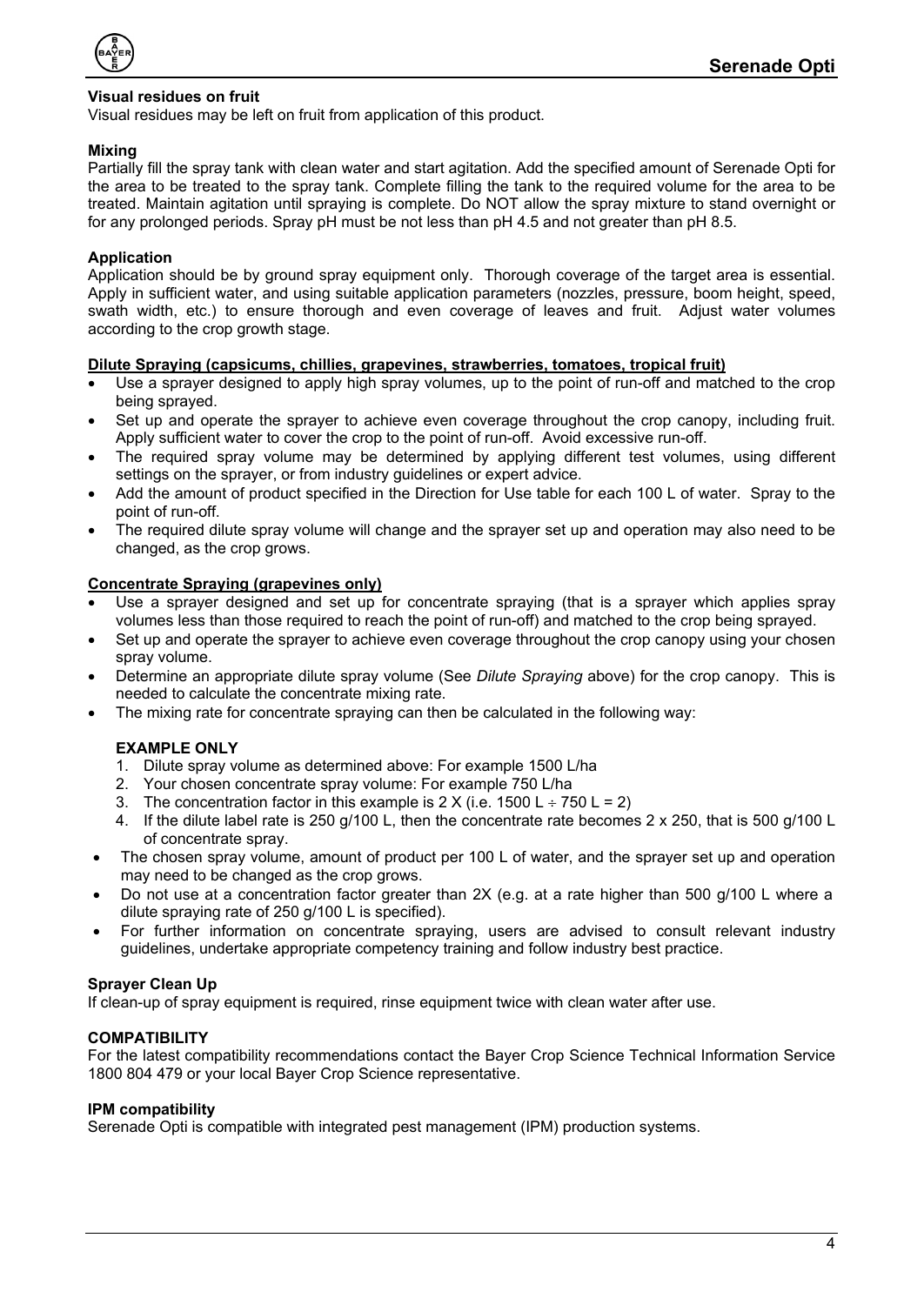### Visual residues on fruit

Visual residues may be left on fruit from application of this product.

### Mixing

Partially fill the spray tank with clean water and start agitation. Add the specified amount of Serenade Opti for the area to be treated to the spray tank. Complete filling the tank to the required volume for the area to be treated. Maintain agitation until spraying is complete. Do NOT allow the spray mixture to stand overnight or for any prolonged periods. Spray pH must be not less than pH 4.5 and not greater than pH 8.5.

### Application

Application should be by ground spray equipment only. Thorough coverage of the target area is essential. Apply in sufficient water, and using suitable application parameters (nozzles, pressure, boom height, speed, swath width, etc.) to ensure thorough and even coverage of leaves and fruit. Adjust water volumes according to the crop growth stage.

### Dilute Spraying (capsicums, chillies, grapevines, strawberries, tomatoes, tropical fruit)

- Use a sprayer designed to apply high spray volumes, up to the point of run-off and matched to the crop being sprayed.
- Set up and operate the sprayer to achieve even coverage throughout the crop canopy, including fruit. Apply sufficient water to cover the crop to the point of run-off. Avoid excessive run-off.
- The required spray volume may be determined by applying different test volumes, using different settings on the sprayer, or from industry guidelines or expert advice.
- Add the amount of product specified in the Direction for Use table for each 100 L of water. Spray to the point of run-off.
- The required dilute spray volume will change and the sprayer set up and operation may also need to be changed, as the crop grows.

### Concentrate Spraying (grapevines only)

- Use a sprayer designed and set up for concentrate spraying (that is a sprayer which applies spray volumes less than those required to reach the point of run-off) and matched to the crop being sprayed.
- Set up and operate the sprayer to achieve even coverage throughout the crop canopy using your chosen spray volume.
- Determine an appropriate dilute spray volume (See *Dilute Spraying* above) for the crop canopy. This is needed to calculate the concentrate mixing rate.
- The mixing rate for concentrate spraying can then be calculated in the following way:

  **EXAMPLE ONLY**

  1. Dilute spray volume as determined above: For example 1500 L/ha
  2. Your chosen concentrate spray volume: For example 750 L/ha
  3. The concentration factor in this example is 2 X (i.e. 1500 L ÷ 750 L = 2)
  4. If the dilute label rate is 250 g/100 L, then the concentrate rate becomes 2 x 250, that is 500 g/100 L of concentrate spray.

- The chosen spray volume, amount of product per 100 L of water, and the sprayer set up and operation may need to be changed as the crop grows.
- Do not use at a concentration factor greater than 2X (e.g. at a rate higher than 500 g/100 L where a dilute spraying rate of 250 g/100 L is specified).
- For further information on concentrate spraying, users are advised to consult relevant industry guidelines, undertake appropriate competency training and follow industry best practice.

### Sprayer Clean Up

If clean-up of spray equipment is required, rinse equipment twice with clean water after use.

### COMPATIBILITY

For the latest compatibility recommendations contact the Bayer Crop Science Technical Information Service 1800 804 479 or your local Bayer Crop Science representative.

### IPM compatibility

Serenade Opti is compatible with integrated pest management (IPM) production systems.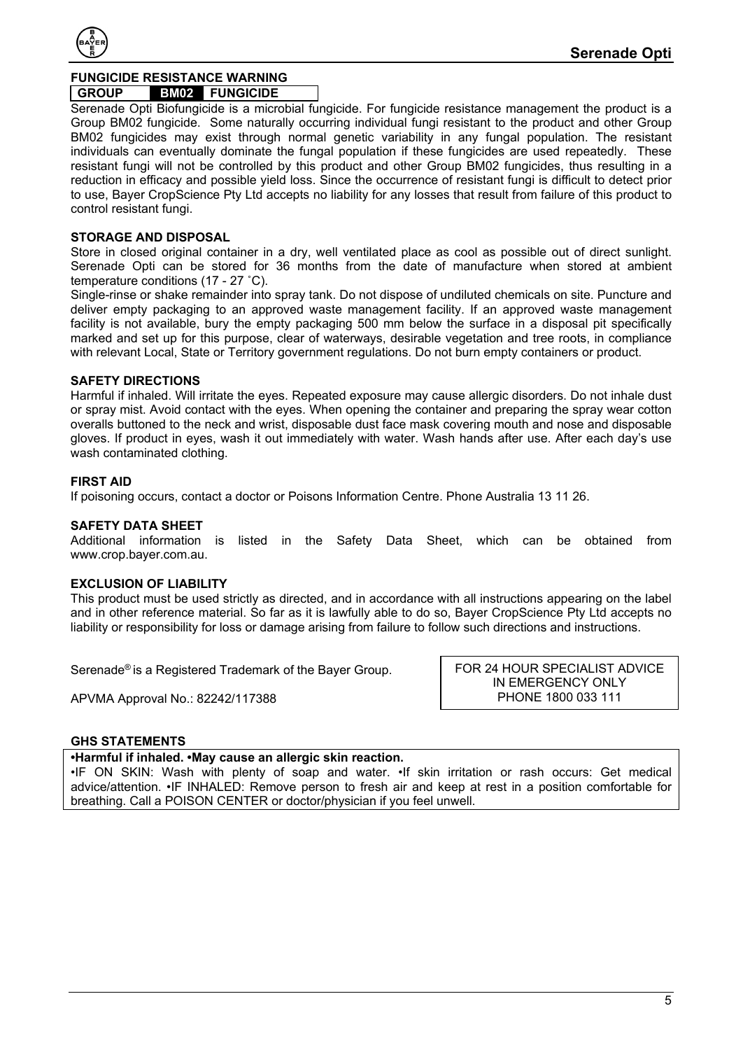## FUNGICIDE RESISTANCE WARNING

| GROUP | BM02 | FUNGICIDE |
|---|---|---|

Serenade Opti Biofungicide is a microbial fungicide. For fungicide resistance management the product is a Group BM02 fungicide. Some naturally occurring individual fungi resistant to the product and other Group BM02 fungicides may exist through normal genetic variability in any fungal population. The resistant individuals can eventually dominate the fungal population if these fungicides are used repeatedly. These resistant fungi will not be controlled by this product and other Group BM02 fungicides, thus resulting in a reduction in efficacy and possible yield loss. Since the occurrence of resistant fungi is difficult to detect prior to use, Bayer CropScience Pty Ltd accepts no liability for any losses that result from failure of this product to control resistant fungi.

## STORAGE AND DISPOSAL

Store in closed original container in a dry, well ventilated place as cool as possible out of direct sunlight. Serenade Opti can be stored for 36 months from the date of manufacture when stored at ambient temperature conditions (17 - 27 ˚C).

Single-rinse or shake remainder into spray tank. Do not dispose of undiluted chemicals on site. Puncture and deliver empty packaging to an approved waste management facility. If an approved waste management facility is not available, bury the empty packaging 500 mm below the surface in a disposal pit specifically marked and set up for this purpose, clear of waterways, desirable vegetation and tree roots, in compliance with relevant Local, State or Territory government regulations. Do not burn empty containers or product.

## SAFETY DIRECTIONS

Harmful if inhaled. Will irritate the eyes. Repeated exposure may cause allergic disorders. Do not inhale dust or spray mist. Avoid contact with the eyes. When opening the container and preparing the spray wear cotton overalls buttoned to the neck and wrist, disposable dust face mask covering mouth and nose and disposable gloves. If product in eyes, wash it out immediately with water. Wash hands after use. After each day's use wash contaminated clothing.

## FIRST AID

If poisoning occurs, contact a doctor or Poisons Information Centre. Phone Australia 13 11 26.

## SAFETY DATA SHEET

Additional information is listed in the Safety Data Sheet, which can be obtained from www.crop.bayer.com.au.

## EXCLUSION OF LIABILITY

This product must be used strictly as directed, and in accordance with all instructions appearing on the label and in other reference material. So far as it is lawfully able to do so, Bayer CropScience Pty Ltd accepts no liability or responsibility for loss or damage arising from failure to follow such directions and instructions.

Serenade® is a Registered Trademark of the Bayer Group.

APVMA Approval No.: 82242/117388

FOR 24 HOUR SPECIALIST ADVICE
IN EMERGENCY ONLY
PHONE 1800 033 111

## GHS STATEMENTS

**•Harmful if inhaled. •May cause an allergic skin reaction.**

•IF ON SKIN: Wash with plenty of soap and water. •If skin irritation or rash occurs: Get medical advice/attention. •IF INHALED: Remove person to fresh air and keep at rest in a position comfortable for breathing. Call a POISON CENTER or doctor/physician if you feel unwell.